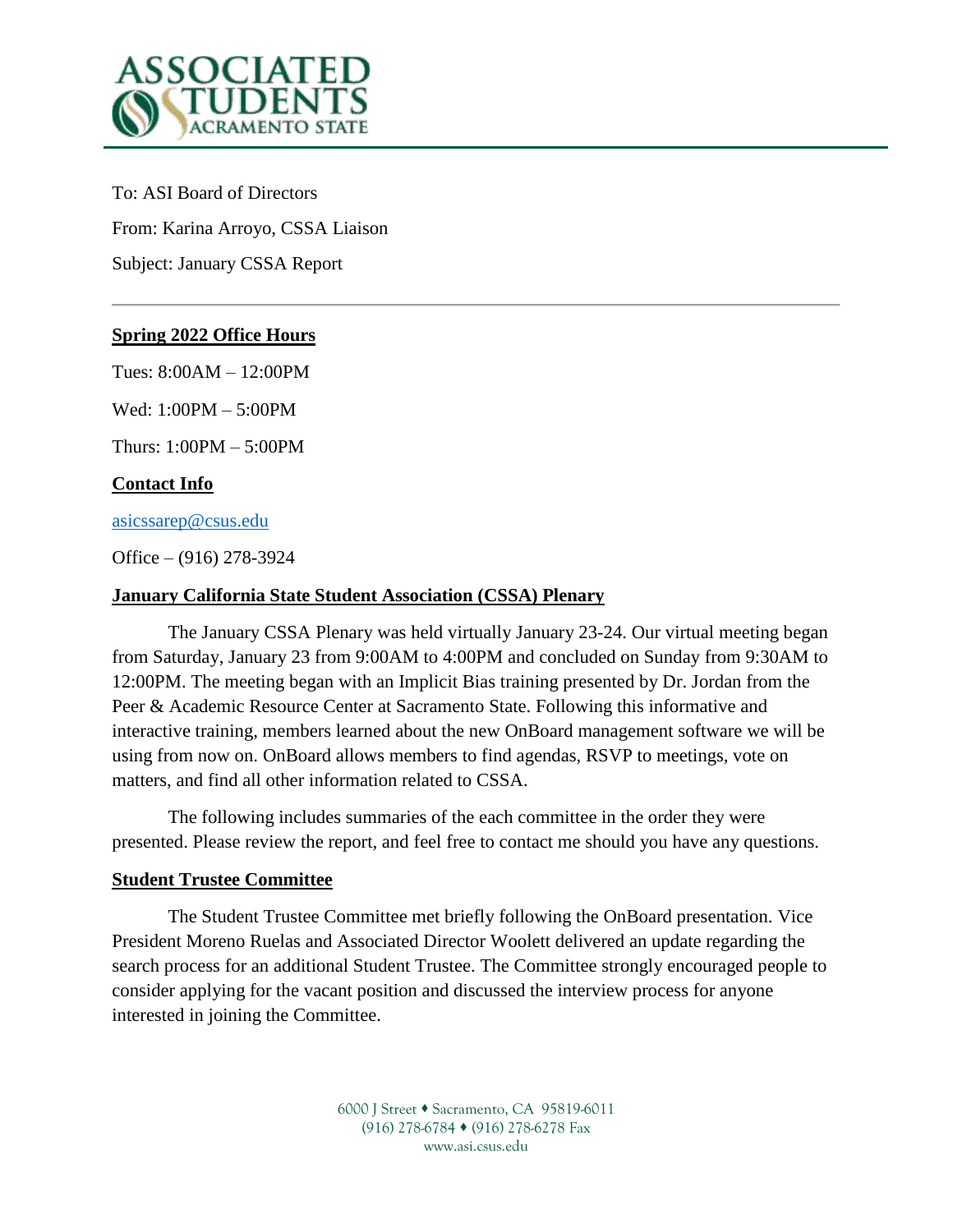To: ASI Board of Directors

From: Karina Arroyo, CSSA Liaison

Subject: January CSSA Report

---

**Spring 2022 Office Hours**

Tues: 8:00AM – 12:00PM

Wed: 1:00PM – 5:00PM

Thurs: 1:00PM – 5:00PM

**Contact Info**

asicssarep@csus.edu

Office – (916) 278-3924

**January California State Student Association (CSSA) Plenary**

The January CSSA Plenary was held virtually January 23-24. Our virtual meeting began from Saturday, January 23 from 9:00AM to 4:00PM and concluded on Sunday from 9:30AM to 12:00PM. The meeting began with an Implicit Bias training presented by Dr. Jordan from the Peer & Academic Resource Center at Sacramento State. Following this informative and interactive training, members learned about the new OnBoard management software we will be using from now on. OnBoard allows members to find agendas, RSVP to meetings, vote on matters, and find all other information related to CSSA.

The following includes summaries of the each committee in the order they were presented. Please review the report, and feel free to contact me should you have any questions.

**Student Trustee Committee**

The Student Trustee Committee met briefly following the OnBoard presentation. Vice President Moreno Ruelas and Associated Director Woolett delivered an update regarding the search process for an additional Student Trustee. The Committee strongly encouraged people to consider applying for the vacant position and discussed the interview process for anyone interested in joining the Committee.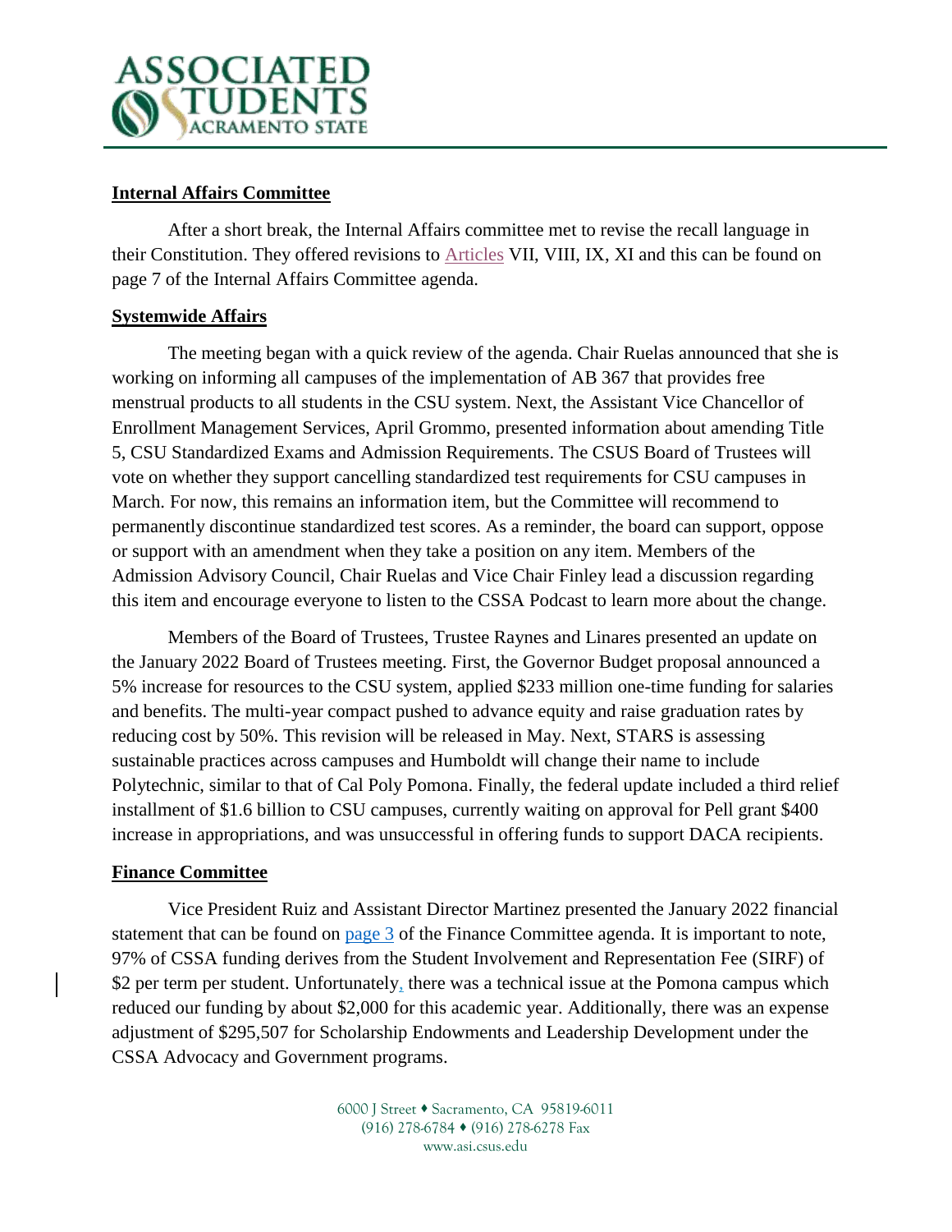**Internal Affairs Committee**

After a short break, the Internal Affairs committee met to revise the recall language in their Constitution. They offered revisions to Articles VII, VIII, IX, XI and this can be found on page 7 of the Internal Affairs Committee agenda.

**Systemwide Affairs**

The meeting began with a quick review of the agenda. Chair Ruelas announced that she is working on informing all campuses of the implementation of AB 367 that provides free menstrual products to all students in the CSU system. Next, the Assistant Vice Chancellor of Enrollment Management Services, April Grommo, presented information about amending Title 5, CSU Standardized Exams and Admission Requirements. The CSUS Board of Trustees will vote on whether they support cancelling standardized test requirements for CSU campuses in March. For now, this remains an information item, but the Committee will recommend to permanently discontinue standardized test scores. As a reminder, the board can support, oppose or support with an amendment when they take a position on any item. Members of the Admission Advisory Council, Chair Ruelas and Vice Chair Finley lead a discussion regarding this item and encourage everyone to listen to the CSSA Podcast to learn more about the change.

Members of the Board of Trustees, Trustee Raynes and Linares presented an update on the January 2022 Board of Trustees meeting. First, the Governor Budget proposal announced a 5% increase for resources to the CSU system, applied $233 million one-time funding for salaries and benefits. The multi-year compact pushed to advance equity and raise graduation rates by reducing cost by 50%. This revision will be released in May. Next, STARS is assessing sustainable practices across campuses and Humboldt will change their name to include Polytechnic, similar to that of Cal Poly Pomona. Finally, the federal update included a third relief installment of $1.6 billion to CSU campuses, currently waiting on approval for Pell grant $400 increase in appropriations, and was unsuccessful in offering funds to support DACA recipients.

**Finance Committee**

Vice President Ruiz and Assistant Director Martinez presented the January 2022 financial statement that can be found on page 3 of the Finance Committee agenda. It is important to note, 97% of CSSA funding derives from the Student Involvement and Representation Fee (SIRF) of $2 per term per student. Unfortunately, there was a technical issue at the Pomona campus which reduced our funding by about $2,000 for this academic year. Additionally, there was an expense adjustment of $295,507 for Scholarship Endowments and Leadership Development under the CSSA Advocacy and Government programs.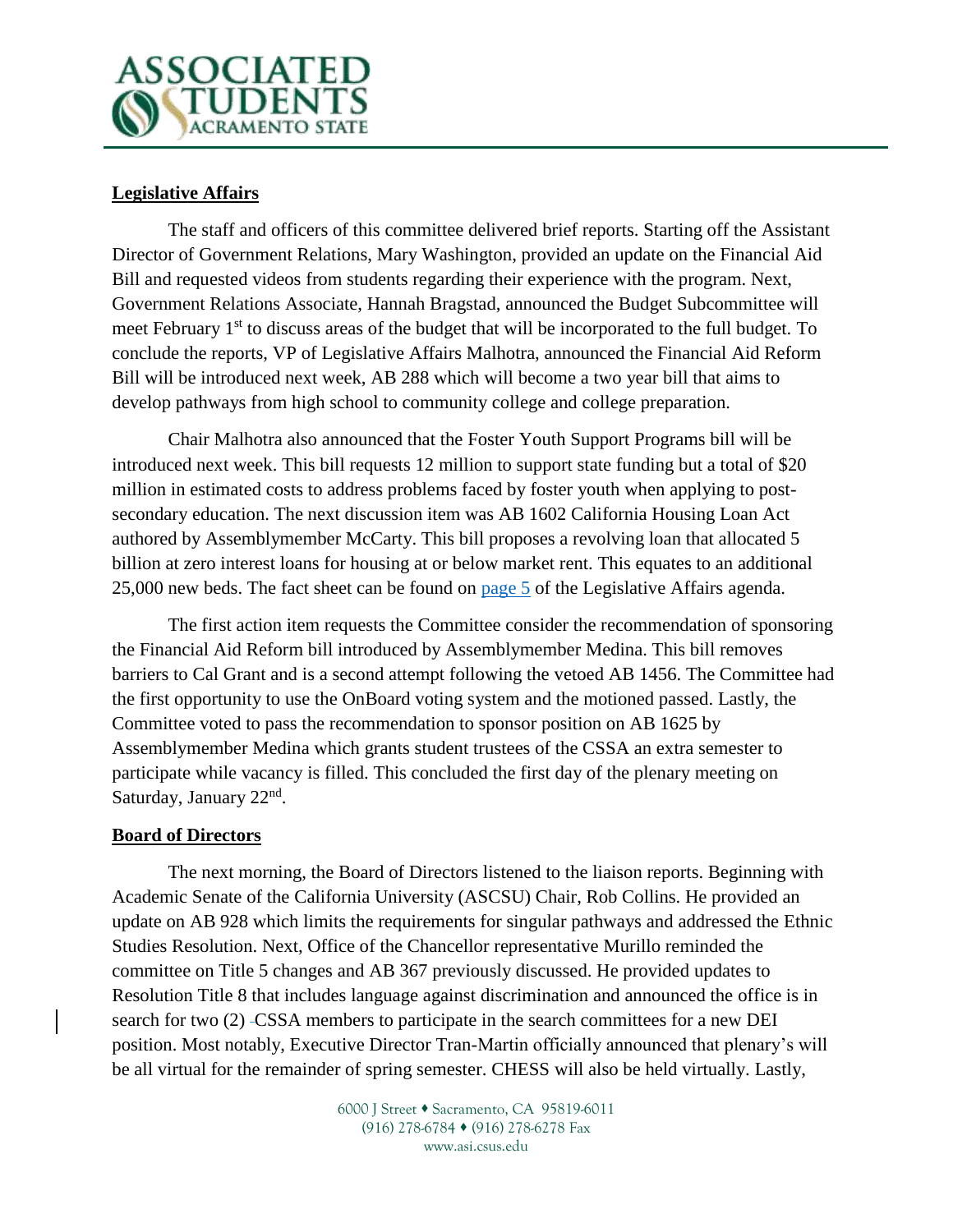## Legislative Affairs

The staff and officers of this committee delivered brief reports. Starting off the Assistant Director of Government Relations, Mary Washington, provided an update on the Financial Aid Bill and requested videos from students regarding their experience with the program. Next, Government Relations Associate, Hannah Bragstad, announced the Budget Subcommittee will meet February 1st to discuss areas of the budget that will be incorporated to the full budget. To conclude the reports, VP of Legislative Affairs Malhotra, announced the Financial Aid Reform Bill will be introduced next week, AB 288 which will become a two year bill that aims to develop pathways from high school to community college and college preparation.

Chair Malhotra also announced that the Foster Youth Support Programs bill will be introduced next week. This bill requests 12 million to support state funding but a total of $20 million in estimated costs to address problems faced by foster youth when applying to post-secondary education. The next discussion item was AB 1602 California Housing Loan Act authored by Assemblymember McCarty. This bill proposes a revolving loan that allocated 5 billion at zero interest loans for housing at or below market rent. This equates to an additional 25,000 new beds. The fact sheet can be found on [page 5](#) of the Legislative Affairs agenda.

The first action item requests the Committee consider the recommendation of sponsoring the Financial Aid Reform bill introduced by Assemblymember Medina. This bill removes barriers to Cal Grant and is a second attempt following the vetoed AB 1456. The Committee had the first opportunity to use the OnBoard voting system and the motioned passed. Lastly, the Committee voted to pass the recommendation to sponsor position on AB 1625 by Assemblymember Medina which grants student trustees of the CSSA an extra semester to participate while vacancy is filled. This concluded the first day of the plenary meeting on Saturday, January 22nd.

## Board of Directors

The next morning, the Board of Directors listened to the liaison reports. Beginning with Academic Senate of the California University (ASCSU) Chair, Rob Collins. He provided an update on AB 928 which limits the requirements for singular pathways and addressed the Ethnic Studies Resolution. Next, Office of the Chancellor representative Murillo reminded the committee on Title 5 changes and AB 367 previously discussed. He provided updates to Resolution Title 8 that includes language against discrimination and announced the office is in search for two (2) CSSA members to participate in the search committees for a new DEI position. Most notably, Executive Director Tran-Martin officially announced that plenary's will be all virtual for the remainder of spring semester. CHESS will also be held virtually. Lastly,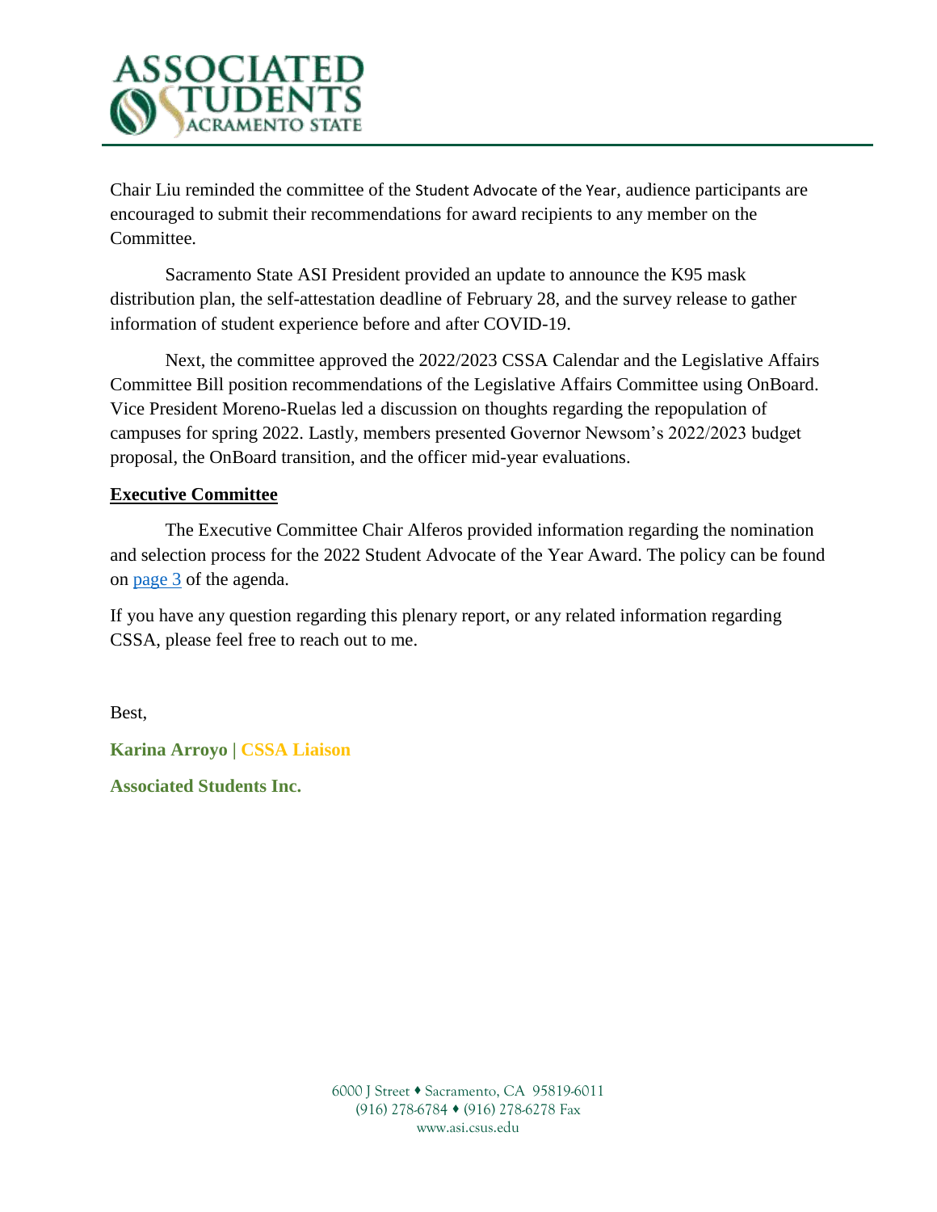Chair Liu reminded the committee of the Student Advocate of the Year, audience participants are encouraged to submit their recommendations for award recipients to any member on the Committee.

Sacramento State ASI President provided an update to announce the K95 mask distribution plan, the self-attestation deadline of February 28, and the survey release to gather information of student experience before and after COVID-19.

Next, the committee approved the 2022/2023 CSSA Calendar and the Legislative Affairs Committee Bill position recommendations of the Legislative Affairs Committee using OnBoard. Vice President Moreno-Ruelas led a discussion on thoughts regarding the repopulation of campuses for spring 2022. Lastly, members presented Governor Newsom's 2022/2023 budget proposal, the OnBoard transition, and the officer mid-year evaluations.

**Executive Committee**

The Executive Committee Chair Alferos provided information regarding the nomination and selection process for the 2022 Student Advocate of the Year Award. The policy can be found on page 3 of the agenda.

If you have any question regarding this plenary report, or any related information regarding CSSA, please feel free to reach out to me.

Best,

**Karina Arroyo | CSSA Liaison**

**Associated Students Inc.**